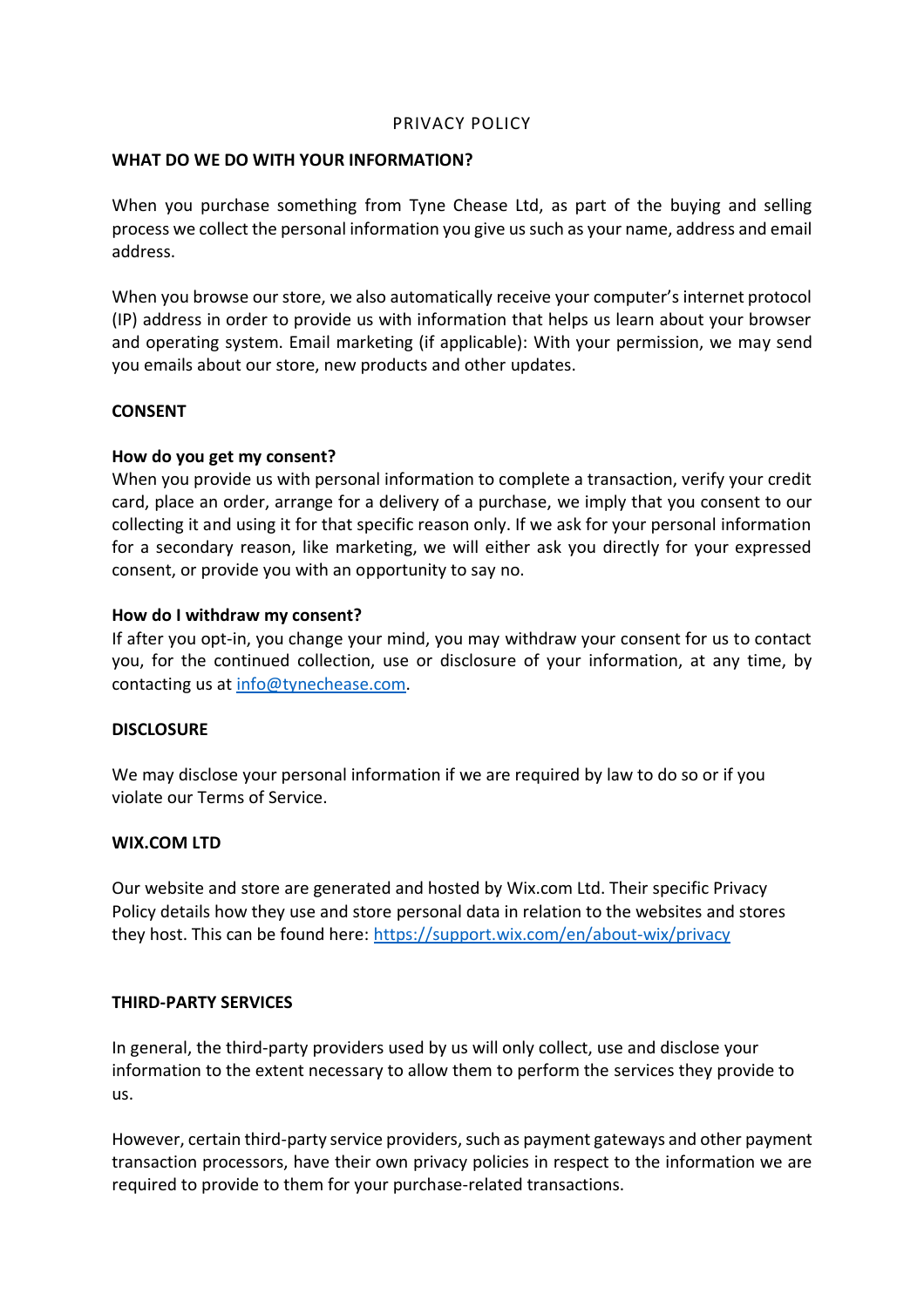# PRIVACY POLICY

## WHAT DO WE DO WITH YOUR INFORMATION?

When you purchase something from Tyne Chease Ltd, as part of the buying and selling process we collect the personal information you give us such as your name, address and email address.

When you browse our store, we also automatically receive your computer's internet protocol (IP) address in order to provide us with information that helps us learn about your browser and operating system. Email marketing (if applicable): With your permission, we may send you emails about our store, new products and other updates.

## CONSENT

### How do you get my consent?

When you provide us with personal information to complete a transaction, verify your credit card, place an order, arrange for a delivery of a purchase, we imply that you consent to our collecting it and using it for that specific reason only. If we ask for your personal information for a secondary reason, like marketing, we will either ask you directly for your expressed consent, or provide you with an opportunity to say no.

### How do I withdraw my consent?

If after you opt-in, you change your mind, you may withdraw your consent for us to contact you, for the continued collection, use or disclosure of your information, at any time, by contacting us at info@tynechease.com.

## DISCLOSURE

We may disclose your personal information if we are required by law to do so or if you violate our Terms of Service.

## WIX.COM LTD

Our website and store are generated and hosted by Wix.com Ltd. Their specific Privacy Policy details how they use and store personal data in relation to the websites and stores they host. This can be found here: https://support.wix.com/en/about-wix/privacy

## THIRD-PARTY SERVICES

In general, the third-party providers used by us will only collect, use and disclose your information to the extent necessary to allow them to perform the services they provide to us.

However, certain third-party service providers, such as payment gateways and other payment transaction processors, have their own privacy policies in respect to the information we are required to provide to them for your purchase-related transactions.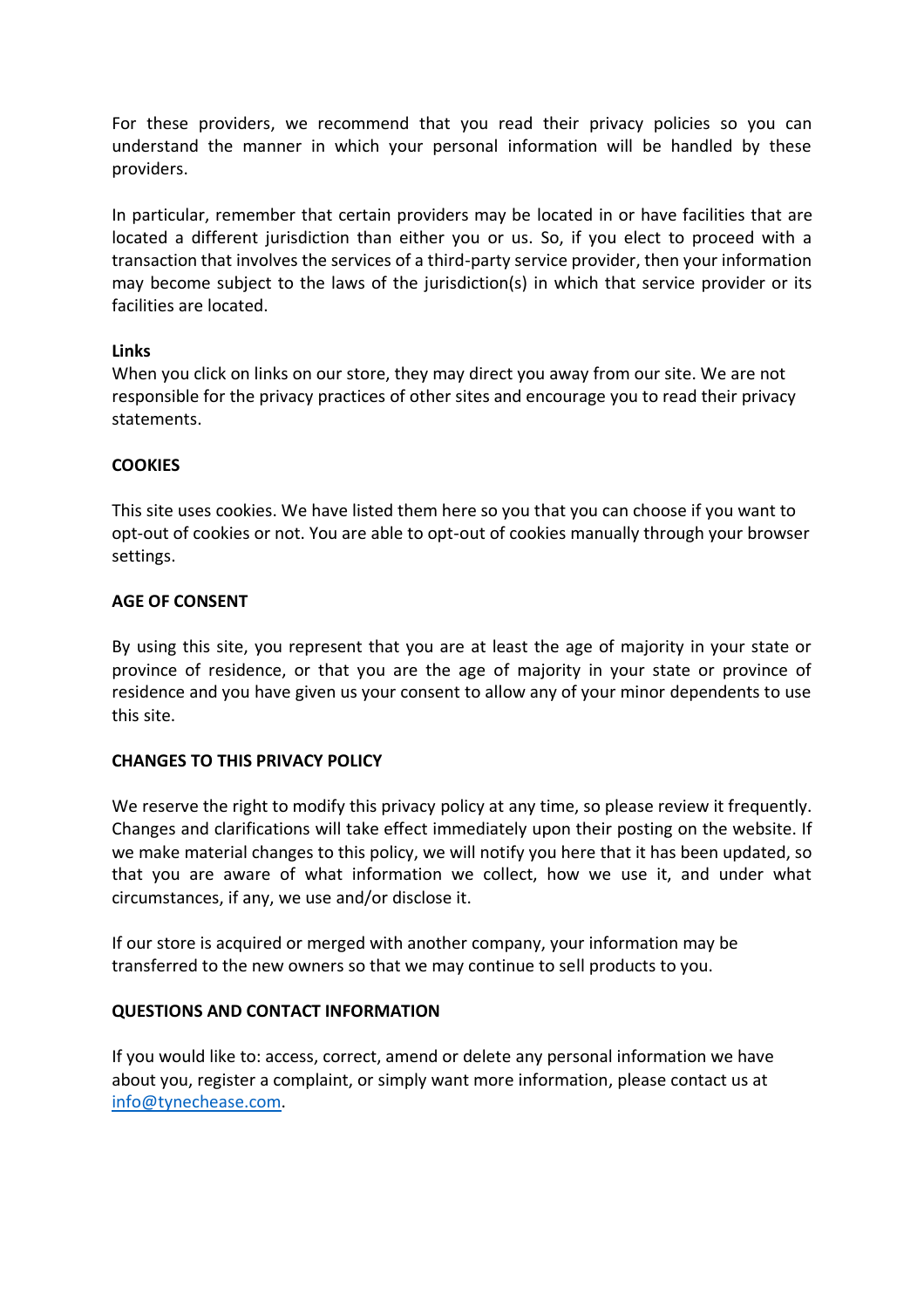For these providers, we recommend that you read their privacy policies so you can understand the manner in which your personal information will be handled by these providers.

In particular, remember that certain providers may be located in or have facilities that are located a different jurisdiction than either you or us. So, if you elect to proceed with a transaction that involves the services of a third-party service provider, then your information may become subject to the laws of the jurisdiction(s) in which that service provider or its facilities are located.

**Links**
When you click on links on our store, they may direct you away from our site. We are not responsible for the privacy practices of other sites and encourage you to read their privacy statements.

**COOKIES**

This site uses cookies. We have listed them here so you that you can choose if you want to opt-out of cookies or not. You are able to opt-out of cookies manually through your browser settings.

**AGE OF CONSENT**

By using this site, you represent that you are at least the age of majority in your state or province of residence, or that you are the age of majority in your state or province of residence and you have given us your consent to allow any of your minor dependents to use this site.

**CHANGES TO THIS PRIVACY POLICY**

We reserve the right to modify this privacy policy at any time, so please review it frequently. Changes and clarifications will take effect immediately upon their posting on the website. If we make material changes to this policy, we will notify you here that it has been updated, so that you are aware of what information we collect, how we use it, and under what circumstances, if any, we use and/or disclose it.

If our store is acquired or merged with another company, your information may be transferred to the new owners so that we may continue to sell products to you.

**QUESTIONS AND CONTACT INFORMATION**

If you would like to: access, correct, amend or delete any personal information we have about you, register a complaint, or simply want more information, please contact us at info@tynechease.com.